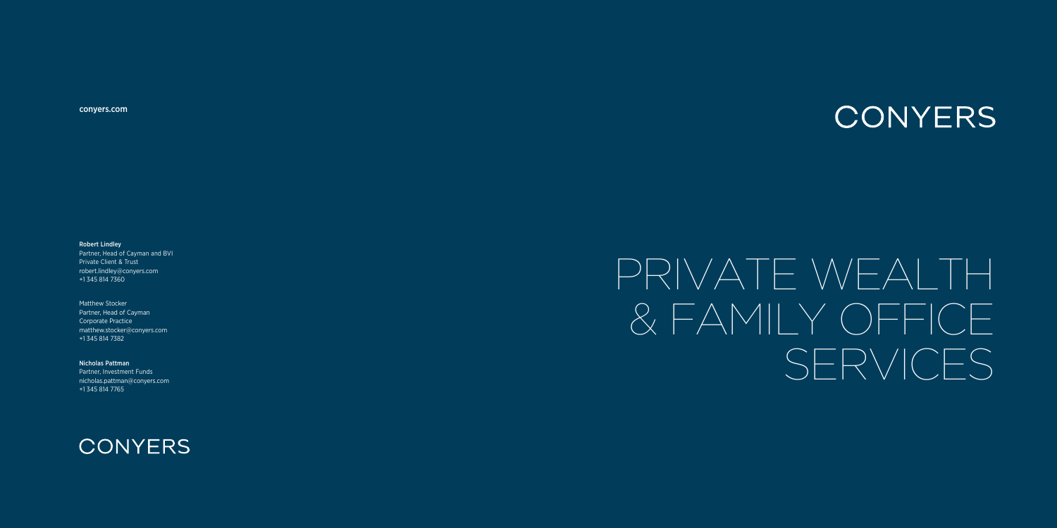# CONYERS

# PRIVATE WEALTH & FAMILY OFFICE SERVICES

conyers.com

**Robert Lindley**
Partner, Head of Cayman and BVI
Private Client & Trust
robert.lindley@conyers.com
+1 345 814 7360

Matthew Stocker
Partner, Head of Cayman
Corporate Practice
matthew.stocker@conyers.com
+1 345 814 7382

**Nicholas Pattman**
Partner, Investment Funds
nicholas.pattman@conyers.com
+1 345 814 7765

CONYERS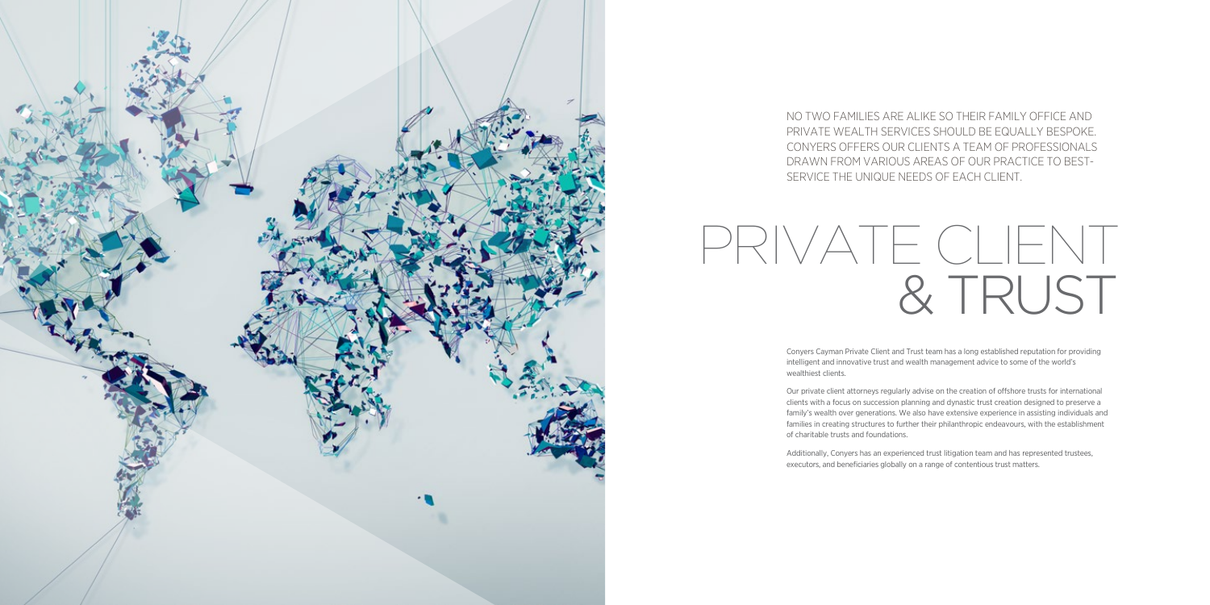NO TWO FAMILIES ARE ALIKE SO THEIR FAMILY OFFICE AND PRIVATE WEALTH SERVICES SHOULD BE EQUALLY BESPOKE. CONYERS OFFERS OUR CLIENTS A TEAM OF PROFESSIONALS DRAWN FROM VARIOUS AREAS OF OUR PRACTICE TO BEST-SERVICE THE UNIQUE NEEDS OF EACH CLIENT.

# PRIVATE CLIENT & TRUST

Conyers Cayman Private Client and Trust team has a long established reputation for providing intelligent and innovative trust and wealth management advice to some of the world's wealthiest clients.

Our private client attorneys regularly advise on the creation of offshore trusts for international clients with a focus on succession planning and dynastic trust creation designed to preserve a family's wealth over generations. We also have extensive experience in assisting individuals and families in creating structures to further their philanthropic endeavours, with the establishment of charitable trusts and foundations.

Additionally, Conyers has an experienced trust litigation team and has represented trustees, executors, and beneficiaries globally on a range of contentious trust matters.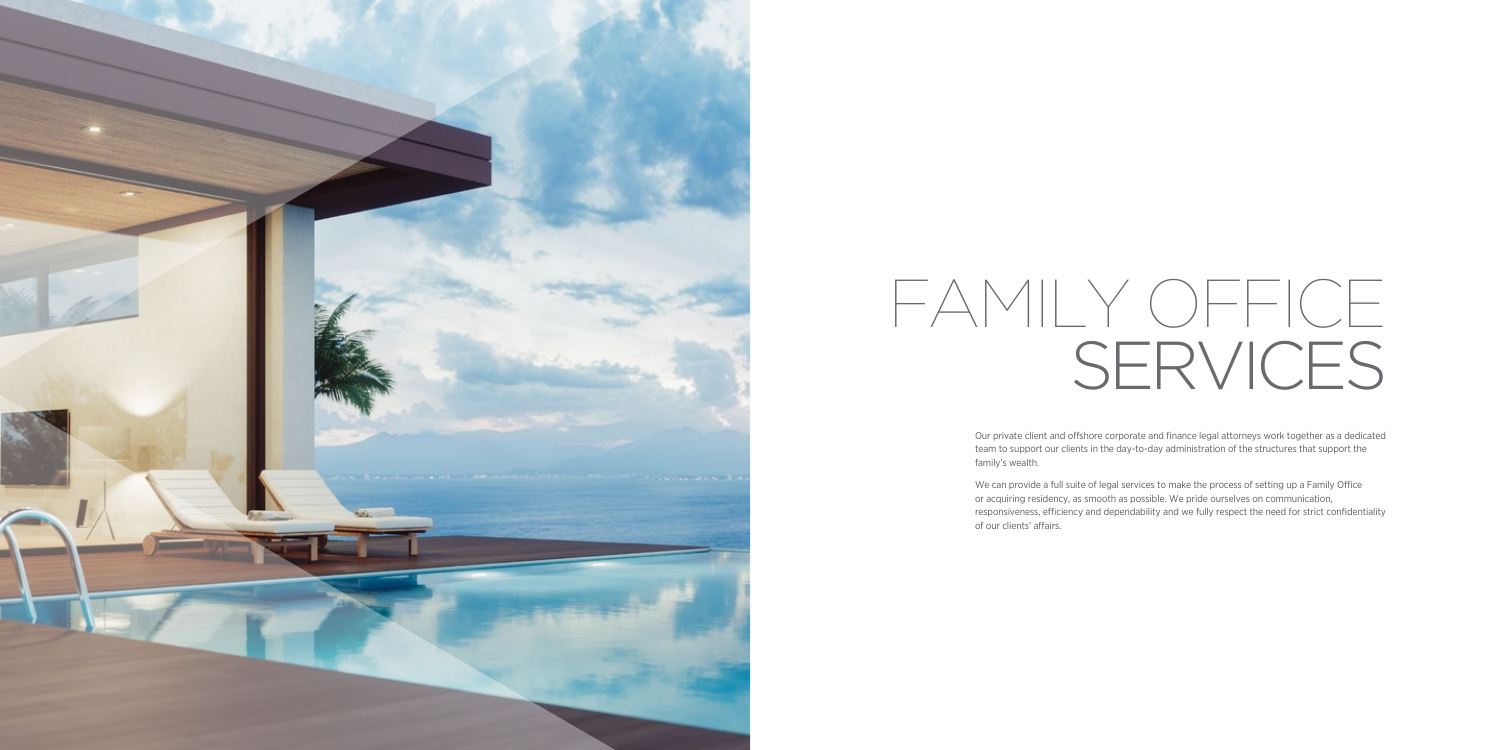# FAMILY OFFICE SERVICES

Our private client and offshore corporate and finance legal attorneys work together as a dedicated team to support our clients in the day-to-day administration of the structures that support the family's wealth.

We can provide a full suite of legal services to make the process of setting up a Family Office or acquiring residency, as smooth as possible. We pride ourselves on communication, responsiveness, efficiency and dependability and we fully respect the need for strict confidentiality of our clients' affairs.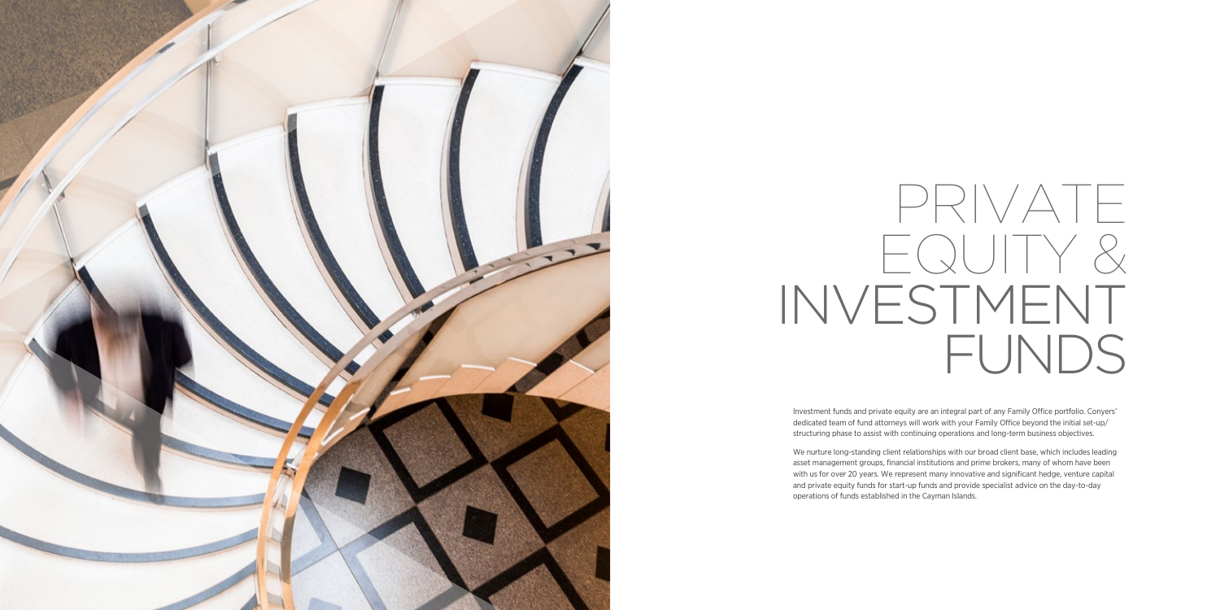# PRIVATE EQUITY & INVESTMENT FUNDS

Investment funds and private equity are an integral part of any Family Office portfolio. Conyers' dedicated team of fund attorneys will work with your Family Office beyond the initial set-up/ structuring phase to assist with continuing operations and long-term business objectives.

We nurture long-standing client relationships with our broad client base, which includes leading asset management groups, financial institutions and prime brokers, many of whom have been with us for over 20 years. We represent many innovative and significant hedge, venture capital and private equity funds for start-up funds and provide specialist advice on the day-to-day operations of funds established in the Cayman Islands.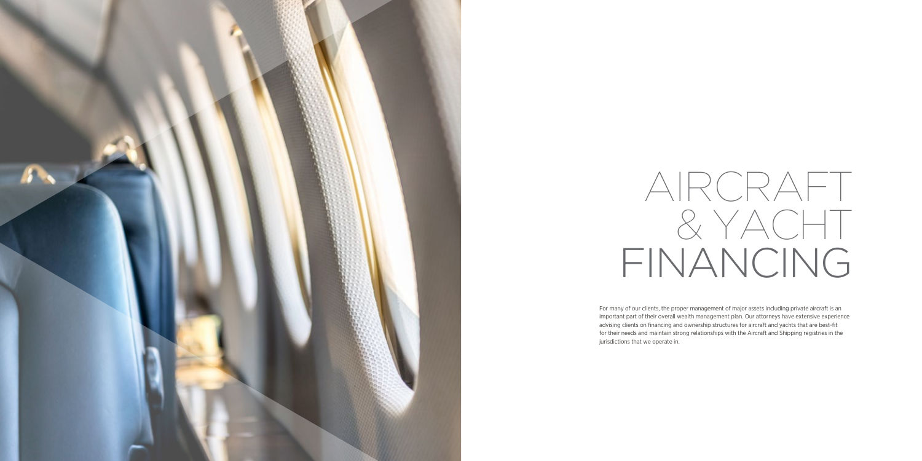# AIRCRAFT & YACHT FINANCING

For many of our clients, the proper management of major assets including private aircraft is an important part of their overall wealth management plan. Our attorneys have extensive experience advising clients on financing and ownership structures for aircraft and yachts that are best-fit for their needs and maintain strong relationships with the Aircraft and Shipping registries in the jurisdictions that we operate in.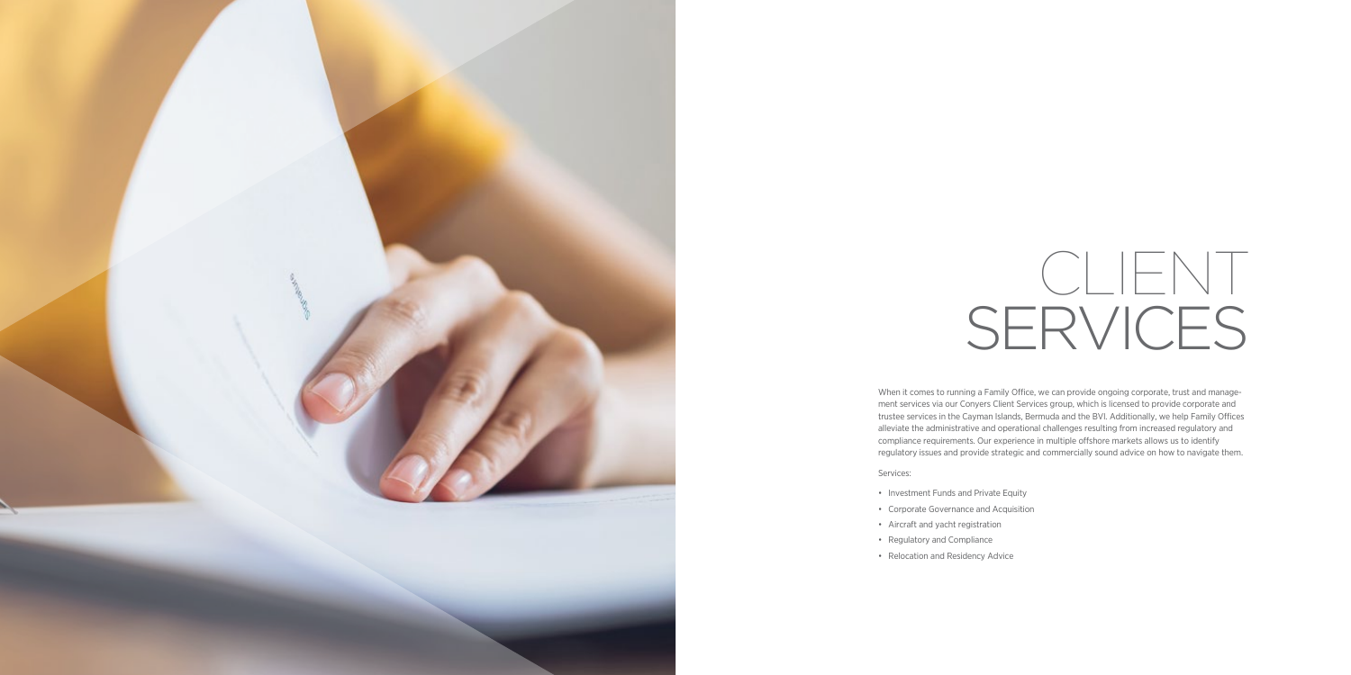# CLIENT SERVICES

When it comes to running a Family Office, we can provide ongoing corporate, trust and management services via our Conyers Client Services group, which is licensed to provide corporate and trustee services in the Cayman Islands, Bermuda and the BVI. Additionally, we help Family Offices alleviate the administrative and operational challenges resulting from increased regulatory and compliance requirements. Our experience in multiple offshore markets allows us to identify regulatory issues and provide strategic and commercially sound advice on how to navigate them.

Services:

- Investment Funds and Private Equity
- Corporate Governance and Acquisition
- Aircraft and yacht registration
- Regulatory and Compliance
- Relocation and Residency Advice